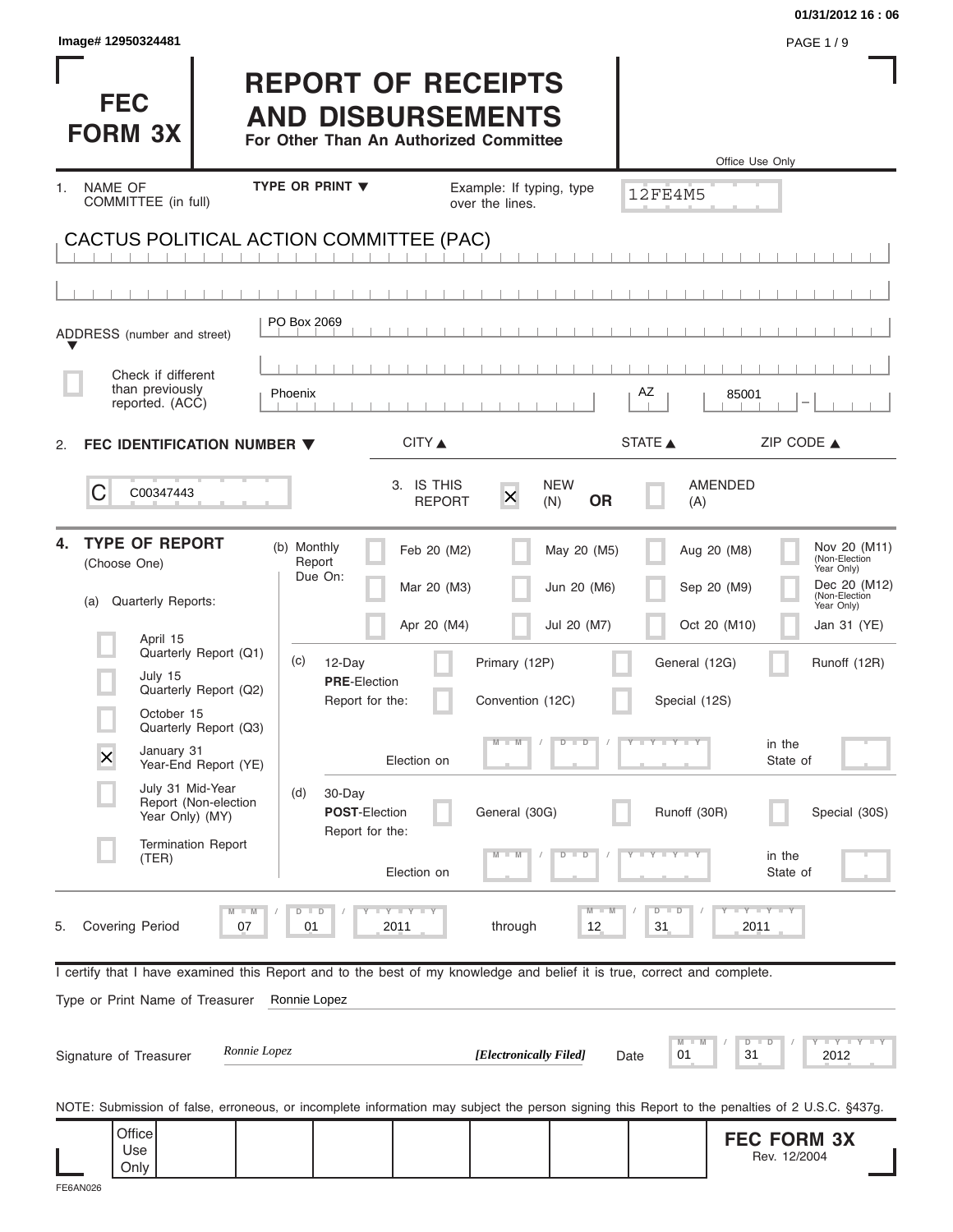Image# 12950324481

01/31/2012 16 : 06

# FEC FORM 3X

# REPORT OF RECEIPTS AND DISBURSEMENTS

**For Other Than An Authorized Committee**

Office Use Only

12FE4M5

1. NAME OF COMMITTEE (in full) — TYPE OR PRINT ▼ — Example: If typing, type over the lines.

CACTUS POLITICAL ACTION COMMITTEE (PAC)

ADDRESS (number and street): PO Box 2069

☐ Check if different than previously reported. (ACC)

CITY: Phoenix — STATE: AZ — ZIP CODE: 85001

2. **FEC IDENTIFICATION NUMBER** ▼

C00347443

3. IS THIS REPORT — ☒ NEW (N) **OR** ☐ AMENDED (A)

4. **TYPE OF REPORT** (Choose One)

(a) Quarterly Reports:

- ☐ April 15 Quarterly Report (Q1)
- ☐ July 15 Quarterly Report (Q2)
- ☐ October 15 Quarterly Report (Q3)
- ☒ January 31 Year-End Report (YE)
- ☐ July 31 Mid-Year Report (Non-election Year Only) (MY)
- ☐ Termination Report (TER)

(b) Monthly Report Due On:

| | | | |
|---|---|---|---|
| ☐ Feb 20 (M2) | ☐ May 20 (M5) | ☐ Aug 20 (M8) | ☐ Nov 20 (M11) (Non-Election Year Only) |
| ☐ Mar 20 (M3) | ☐ Jun 20 (M6) | ☐ Sep 20 (M9) | ☐ Dec 20 (M12) (Non-Election Year Only) |
| ☐ Apr 20 (M4) | ☐ Jul 20 (M7) | ☐ Oct 20 (M10) | ☐ Jan 31 (YE) |

(c) 12-Day **PRE**-Election Report for the: ☐ Primary (12P) ☐ General (12G) ☐ Runoff (12R) ☐ Convention (12C) ☐ Special (12S)

Election on MM / DD / YYYY in the State of

(d) 30-Day **POST**-Election Report for the: ☐ General (30G) ☐ Runoff (30R) ☐ Special (30S)

Election on MM / DD / YYYY in the State of

5. Covering Period 07 / 01 / 2011 through 12 / 31 / 2011

I certify that I have examined this Report and to the best of my knowledge and belief it is true, correct and complete.

Type or Print Name of Treasurer: Ronnie Lopez

Signature of Treasurer: *Ronnie Lopez* — ***[Electronically Filed]*** — Date 01 / 31 / 2012

NOTE: Submission of false, erroneous, or incomplete information may subject the person signing this Report to the penalties of 2 U.S.C. §437g.

Office Use Only

**FEC FORM 3X**
Rev. 12/2004

FE6AN026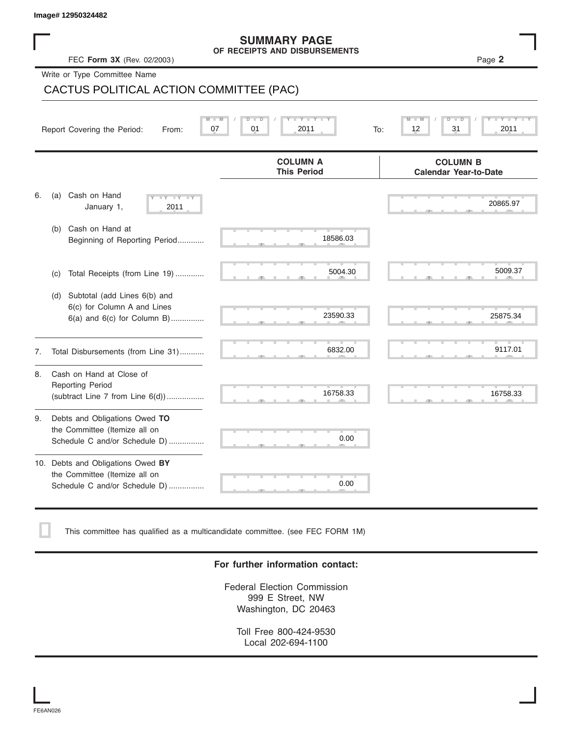Image# 12950324482

# SUMMARY PAGE
## OF RECEIPTS AND DISBURSEMENTS

FEC **Form 3X** (Rev. 02/2003)

Write or Type Committee Name

CACTUS POLITICAL ACTION COMMITTEE (PAC)

Report Covering the Period: From: 07 / 01 / 2011 To: 12 / 31 / 2011

| | COLUMN A This Period | COLUMN B Calendar Year-to-Date |
|---|---|---|
| 6. (a) Cash on Hand January 1, 2011 | | 20865.97 |
| (b) Cash on Hand at Beginning of Reporting Period | 18586.03 | |
| (c) Total Receipts (from Line 19) | 5004.30 | 5009.37 |
| (d) Subtotal (add Lines 6(b) and 6(c) for Column A and Lines 6(a) and 6(c) for Column B) | 23590.33 | 25875.34 |
| 7. Total Disbursements (from Line 31) | 6832.00 | 9117.01 |
| 8. Cash on Hand at Close of Reporting Period (subtract Line 7 from Line 6(d)) | 16758.33 | 16758.33 |
| 9. Debts and Obligations Owed **TO** the Committee (Itemize all on Schedule C and/or Schedule D) | 0.00 | |
| 10. Debts and Obligations Owed **BY** the Committee (Itemize all on Schedule C and/or Schedule D) | 0.00 | |

☐ This committee has qualified as a multicandidate committee. (see FEC FORM 1M)

**For further information contact:**

Federal Election Commission
999 E Street, NW
Washington, DC 20463

Toll Free 800-424-9530
Local 202-694-1100

FE6AN026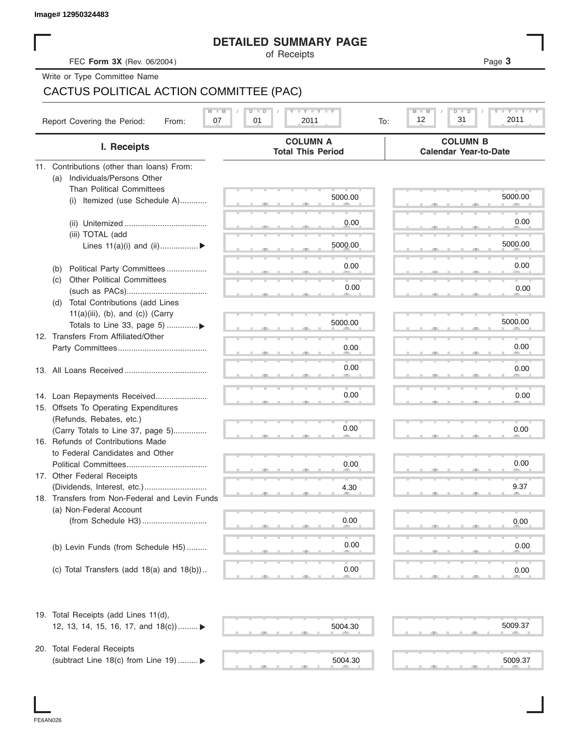Image# 12950324483

# DETAILED SUMMARY PAGE

of Receipts

FEC **Form 3X** (Rev. 06/2004)

Write or Type Committee Name

CACTUS POLITICAL ACTION COMMITTEE (PAC)

Report Covering the Period: From: 07 / 01 / 2011 To: 12 / 31 / 2011

| I. Receipts | COLUMN A Total This Period | COLUMN B Calendar Year-to-Date |
|---|---|---|
| 11. Contributions (other than loans) From: | | |
| (a) Individuals/Persons Other Than Political Committees | | |
| (i) Itemized (use Schedule A) | 5000.00 | 5000.00 |
| (ii) Unitemized | 0.00 | 0.00 |
| (iii) TOTAL (add Lines 11(a)(i) and (ii)) ▶ | 5000.00 | 5000.00 |
| (b) Political Party Committees | 0.00 | 0.00 |
| (c) Other Political Committees (such as PACs) | 0.00 | 0.00 |
| (d) Total Contributions (add Lines 11(a)(iii), (b), and (c)) (Carry Totals to Line 33, page 5) ▶ | 5000.00 | 5000.00 |
| 12. Transfers From Affiliated/Other Party Committees | 0.00 | 0.00 |
| 13. All Loans Received | 0.00 | 0.00 |
| 14. Loan Repayments Received | 0.00 | 0.00 |
| 15. Offsets To Operating Expenditures (Refunds, Rebates, etc.) (Carry Totals to Line 37, page 5) | 0.00 | 0.00 |
| 16. Refunds of Contributions Made to Federal Candidates and Other Political Committees | 0.00 | 0.00 |
| 17. Other Federal Receipts (Dividends, Interest, etc.) | 4.30 | 9.37 |
| 18. Transfers from Non-Federal and Levin Funds | | |
| (a) Non-Federal Account (from Schedule H3) | 0.00 | 0.00 |
| (b) Levin Funds (from Schedule H5) | 0.00 | 0.00 |
| (c) Total Transfers (add 18(a) and 18(b)) | 0.00 | 0.00 |
| 19. Total Receipts (add Lines 11(d), 12, 13, 14, 15, 16, 17, and 18(c)) ▶ | 5004.30 | 5009.37 |
| 20. Total Federal Receipts (subtract Line 18(c) from Line 19) ▶ | 5004.30 | 5009.37 |

FE6AN026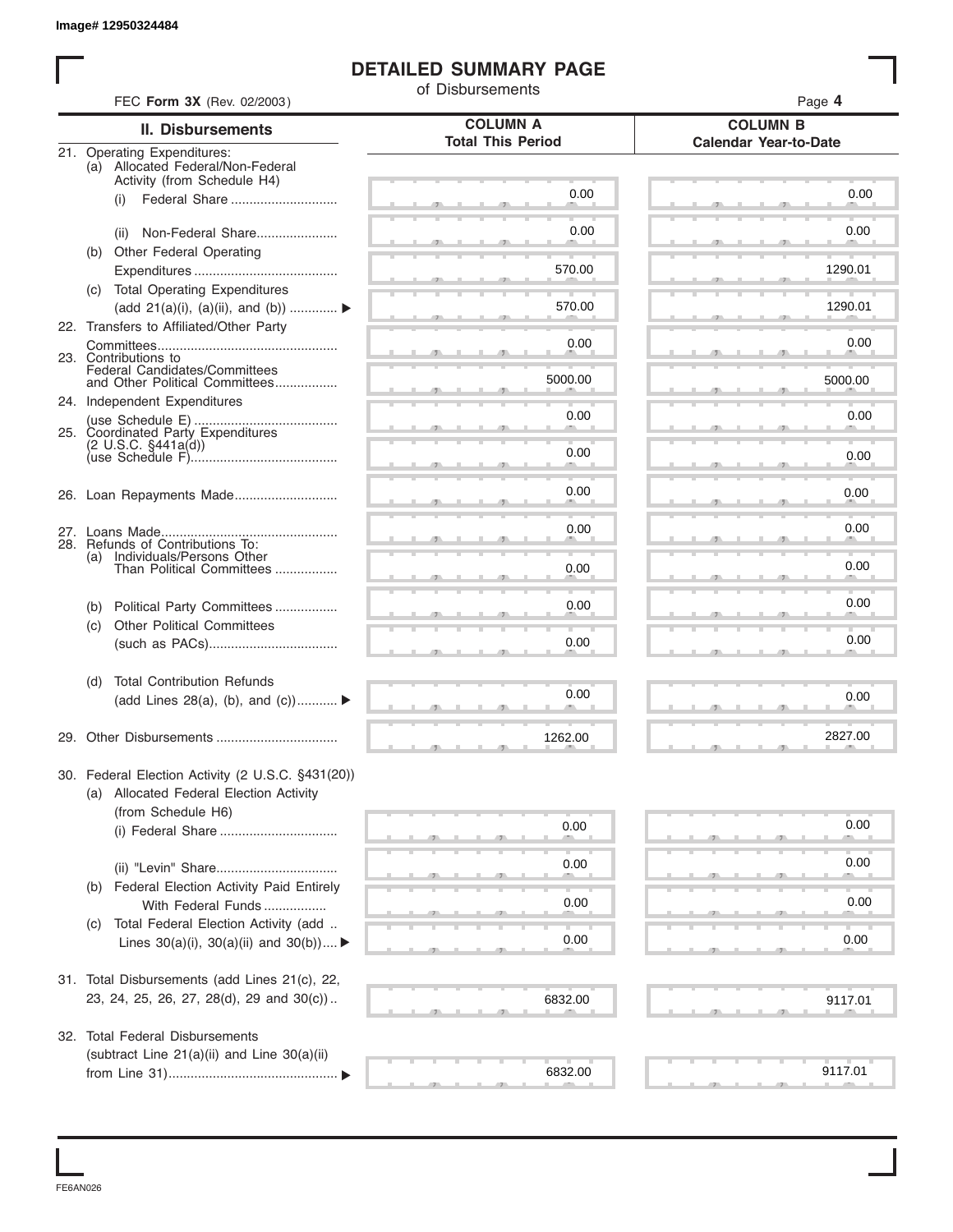Image# 12950324484

# DETAILED SUMMARY PAGE

of Disbursements

FEC **Form 3X** (Rev. 02/2003)

| II. Disbursements | COLUMN A Total This Period | COLUMN B Calendar Year-to-Date |
|---|---|---|
| 21. Operating Expenditures: (a) Allocated Federal/Non-Federal Activity (from Schedule H4) (i) Federal Share | 0.00 | 0.00 |
| (ii) Non-Federal Share | 0.00 | 0.00 |
| (b) Other Federal Operating Expenditures | 570.00 | 1290.01 |
| (c) Total Operating Expenditures (add 21(a)(i), (a)(ii), and (b)) ▶ | 570.00 | 1290.01 |
| 22. Transfers to Affiliated/Other Party Committees | 0.00 | 0.00 |
| 23. Contributions to Federal Candidates/Committees and Other Political Committees | 5000.00 | 5000.00 |
| 24. Independent Expenditures (use Schedule E) | 0.00 | 0.00 |
| 25. Coordinated Party Expenditures (2 U.S.C. §441a(d)) (use Schedule F) | 0.00 | 0.00 |
| 26. Loan Repayments Made | 0.00 | 0.00 |
| 27. Loans Made | 0.00 | 0.00 |
| 28. Refunds of Contributions To: (a) Individuals/Persons Other Than Political Committees | 0.00 | 0.00 |
| (b) Political Party Committees | 0.00 | 0.00 |
| (c) Other Political Committees (such as PACs) | 0.00 | 0.00 |
| (d) Total Contribution Refunds (add Lines 28(a), (b), and (c)) ▶ | 0.00 | 0.00 |
| 29. Other Disbursements | 1262.00 | 2827.00 |
| 30. Federal Election Activity (2 U.S.C. §431(20)) (a) Allocated Federal Election Activity (from Schedule H6) (i) Federal Share | 0.00 | 0.00 |
| (ii) "Levin" Share | 0.00 | 0.00 |
| (b) Federal Election Activity Paid Entirely With Federal Funds | 0.00 | 0.00 |
| (c) Total Federal Election Activity (add Lines 30(a)(i), 30(a)(ii) and 30(b)) ▶ | 0.00 | 0.00 |
| 31. Total Disbursements (add Lines 21(c), 22, 23, 24, 25, 26, 27, 28(d), 29 and 30(c)) | 6832.00 | 9117.01 |
| 32. Total Federal Disbursements (subtract Line 21(a)(ii) and Line 30(a)(ii) from Line 31) ▶ | 6832.00 | 9117.01 |

FE6AN026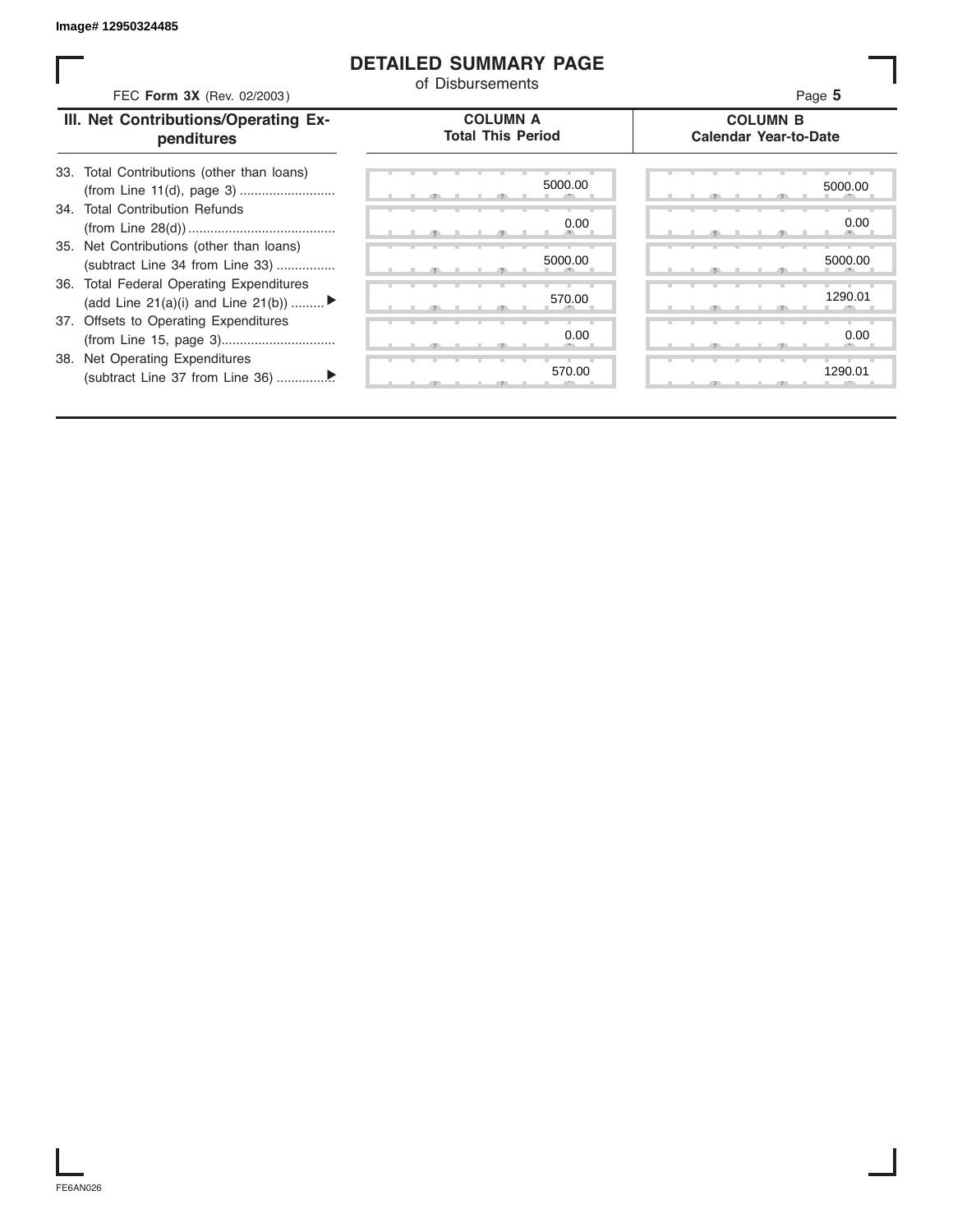Image# 12950324485

# DETAILED SUMMARY PAGE

of Disbursements

FEC **Form 3X** (Rev. 02/2003)

| III. Net Contributions/Operating Expenditures | COLUMN A Total This Period | COLUMN B Calendar Year-to-Date |
|---|---|---|
| 33. Total Contributions (other than loans) (from Line 11(d), page 3) | 5000.00 | 5000.00 |
| 34. Total Contribution Refunds (from Line 28(d)) | 0.00 | 0.00 |
| 35. Net Contributions (other than loans) (subtract Line 34 from Line 33) | 5000.00 | 5000.00 |
| 36. Total Federal Operating Expenditures (add Line 21(a)(i) and Line 21(b)) ▶ | 570.00 | 1290.01 |
| 37. Offsets to Operating Expenditures (from Line 15, page 3) | 0.00 | 0.00 |
| 38. Net Operating Expenditures (subtract Line 37 from Line 36) ▶ | 570.00 | 1290.01 |

FE6AN026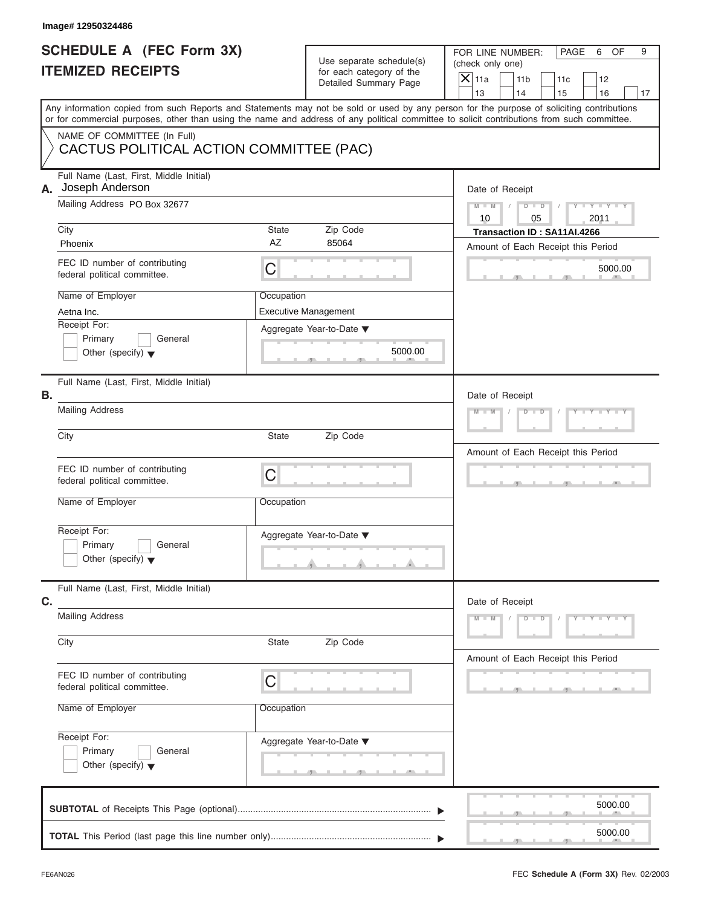Image# 12950324486

# SCHEDULE A (FEC Form 3X)
# ITEMIZED RECEIPTS

Use separate schedule(s) for each category of the Detailed Summary Page

FOR LINE NUMBER: (check only one)

- [X] 11a
- [ ] 11b
- [ ] 11c
- [ ] 12
- [ ] 13
- [ ] 14
- [ ] 15
- [ ] 16
- [ ] 17

Any information copied from such Reports and Statements may not be sold or used by any person for the purpose of soliciting contributions or for commercial purposes, other than using the name and address of any political committee to solicit contributions from such committee.

NAME OF COMMITTEE (In Full)

CACTUS POLITICAL ACTION COMMITTEE (PAC)

## A.

| Field | Value |
|---|---|
| Full Name (Last, First, Middle Initial) | Joseph Anderson |
| Mailing Address | PO Box 32677 |
| City | Phoenix |
| State | AZ |
| Zip Code | 85064 |
| FEC ID number of contributing federal political committee. | C |
| Name of Employer | Aetna Inc. |
| Occupation | Executive Management |
| Receipt For: | [ ] Primary [ ] General [ ] Other (specify) |
| Aggregate Year-to-Date | 5000.00 |
| Date of Receipt | 10 / 05 / 2011 |
| Transaction ID | SA11AI.4266 |
| Amount of Each Receipt this Period | 5000.00 |

## B.

| Field | Value |
|---|---|
| Full Name (Last, First, Middle Initial) | |
| Mailing Address | |
| City | |
| State | |
| Zip Code | |
| FEC ID number of contributing federal political committee. | C |
| Name of Employer | |
| Occupation | |
| Receipt For: | [ ] Primary [ ] General [ ] Other (specify) |
| Aggregate Year-to-Date | |
| Date of Receipt | |
| Amount of Each Receipt this Period | |

## C.

| Field | Value |
|---|---|
| Full Name (Last, First, Middle Initial) | |
| Mailing Address | |
| City | |
| State | |
| Zip Code | |
| FEC ID number of contributing federal political committee. | C |
| Name of Employer | |
| Occupation | |
| Receipt For: | [ ] Primary [ ] General [ ] Other (specify) |
| Aggregate Year-to-Date | |
| Date of Receipt | |
| Amount of Each Receipt this Period | |

**SUBTOTAL** of Receipts This Page (optional) ▶ 5000.00

**TOTAL** This Period (last page this line number only) ▶ 5000.00

FE6AN026

FEC **Schedule A (Form 3X)** Rev. 02/2003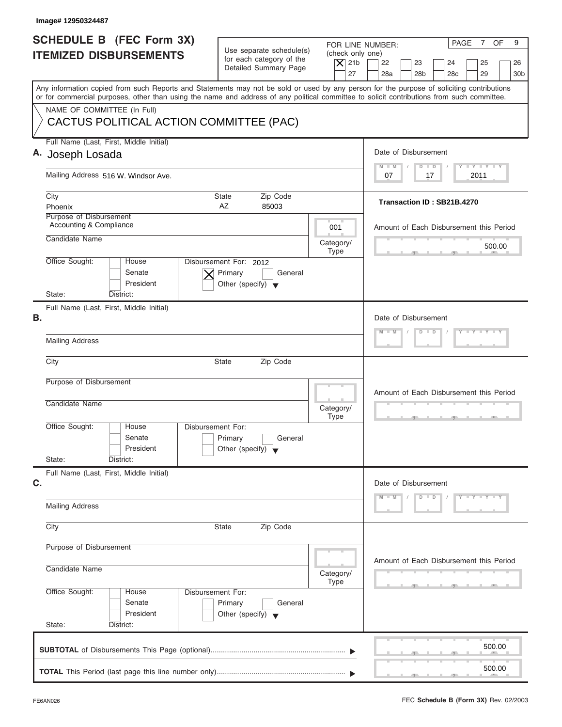Image# 12950324487

# SCHEDULE B (FEC Form 3X)
## ITEMIZED DISBURSEMENTS

Use separate schedule(s) for each category of the Detailed Summary Page

FOR LINE NUMBER: (check only one)

[X] 21b [ ] 22 [ ] 23 [ ] 24 [ ] 25 [ ] 26
[ ] 27 [ ] 28a [ ] 28b [ ] 28c [ ] 29 [ ] 30b

PAGE 7 OF 9

Any information copied from such Reports and Statements may not be sold or used by any person for the purpose of soliciting contributions or for commercial purposes, other than using the name and address of any political committee to solicit contributions from such committee.

NAME OF COMMITTEE (In Full)
CACTUS POLITICAL ACTION COMMITTEE (PAC)

**A.** Full Name (Last, First, Middle Initial): Joseph Losada

Mailing Address: 516 W. Windsor Ave.

City: Phoenix | State: AZ | Zip Code: 85003

Purpose of Disbursement: Accounting & Compliance

Category/Type: 001

Candidate Name:

Office Sought: [ ] House [ ] Senate [ ] President

State: District:

Disbursement For: 2012 [X] Primary [ ] General [ ] Other (specify)

Date of Disbursement: 07 / 17 / 2011

Transaction ID : SB21B.4270

Amount of Each Disbursement this Period: 500.00

**B.** Full Name (Last, First, Middle Initial):

Mailing Address:

City: | State: | Zip Code:

Purpose of Disbursement:

Category/Type:

Candidate Name:

Office Sought: [ ] House [ ] Senate [ ] President

State: District:

Disbursement For: [ ] Primary [ ] General [ ] Other (specify)

Date of Disbursement:

Amount of Each Disbursement this Period:

**C.** Full Name (Last, First, Middle Initial):

Mailing Address:

City: | State: | Zip Code:

Purpose of Disbursement:

Category/Type:

Candidate Name:

Office Sought: [ ] House [ ] Senate [ ] President

State: District:

Disbursement For: [ ] Primary [ ] General [ ] Other (specify)

Date of Disbursement:

Amount of Each Disbursement this Period:

**SUBTOTAL** of Disbursements This Page (optional) ▶ 500.00

**TOTAL** This Period (last page this line number only) ▶ 500.00

FE6AN026

FEC **Schedule B (Form 3X)** Rev. 02/2003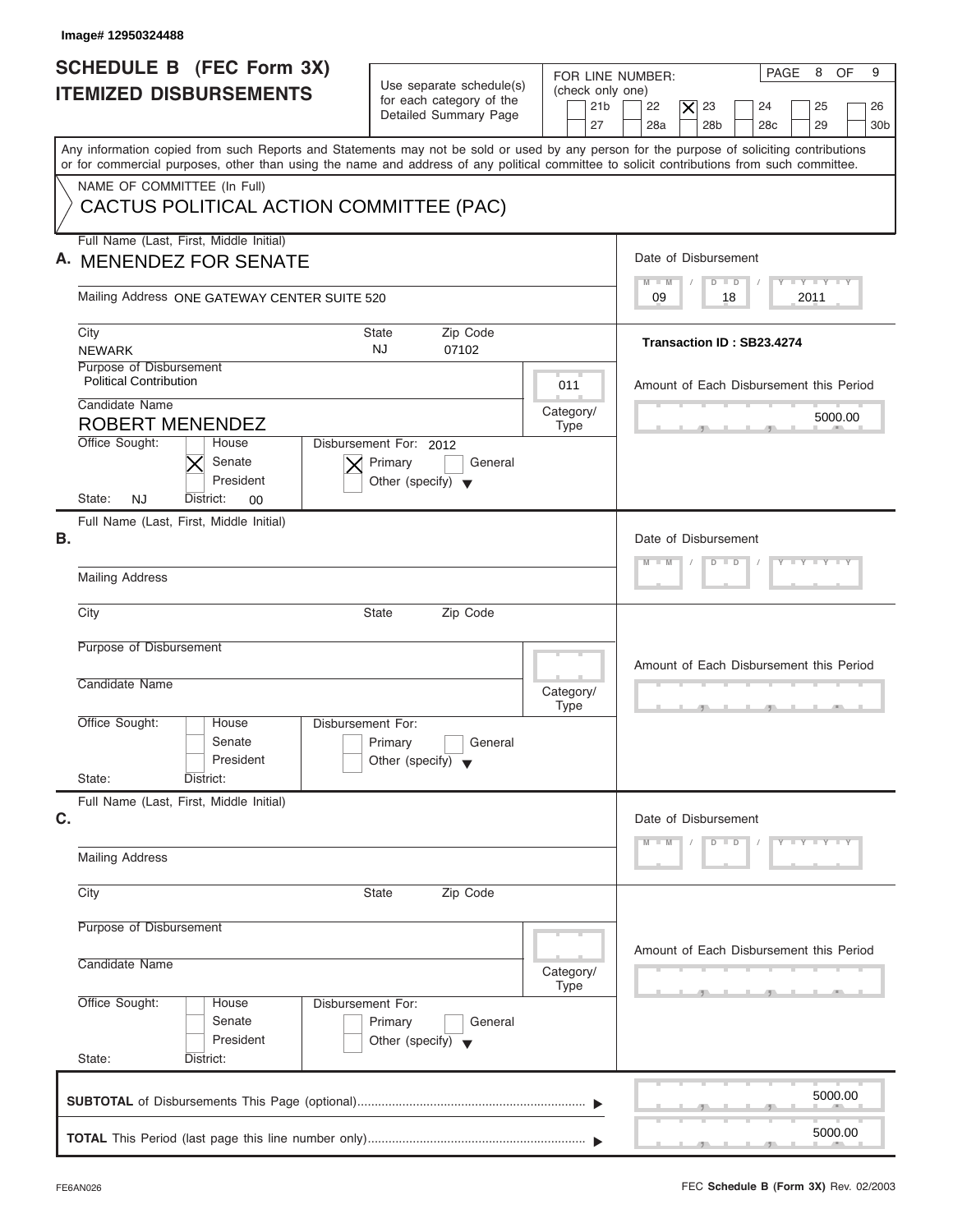Image# 12950324488

# SCHEDULE B (FEC Form 3X)
## ITEMIZED DISBURSEMENTS

Use separate schedule(s) for each category of the Detailed Summary Page

FOR LINE NUMBER: (check only one)

| | | | | | | | |
|---|---|---|---|---|---|---|---|
| [ ] 21b | [ ] 22 | [X] 23 | [ ] 24 | [ ] 25 | [ ] 26 | | |
| [ ] 27 | [ ] 28a | [ ] 28b | [ ] 28c | [ ] 29 | [ ] 30b | | |

PAGE 8 OF 9

Any information copied from such Reports and Statements may not be sold or used by any person for the purpose of soliciting contributions or for commercial purposes, other than using the name and address of any political committee to solicit contributions from such committee.

NAME OF COMMITTEE (In Full)

CACTUS POLITICAL ACTION COMMITTEE (PAC)

**A.** Full Name (Last, First, Middle Initial)
MENENDEZ FOR SENATE

Mailing Address ONE GATEWAY CENTER SUITE 520

City: NEWARK State: NJ Zip Code: 07102

Purpose of Disbursement: Political Contribution

Category/Type: 011

Candidate Name: ROBERT MENENDEZ

Office Sought: [ ] House [X] Senate [ ] President

State: NJ District: 00

Disbursement For: 2012 [X] Primary [ ] General [ ] Other (specify)

Date of Disbursement: 09 / 18 / 2011

Transaction ID : SB23.4274

Amount of Each Disbursement this Period: 5000.00

**B.** Full Name (Last, First, Middle Initial)

Mailing Address

City State Zip Code

Purpose of Disbursement

Candidate Name

Category/Type

Office Sought: [ ] House [ ] Senate [ ] President

State: District:

Disbursement For: [ ] Primary [ ] General [ ] Other (specify)

Date of Disbursement

Amount of Each Disbursement this Period

**C.** Full Name (Last, First, Middle Initial)

Mailing Address

City State Zip Code

Purpose of Disbursement

Candidate Name

Category/Type

Office Sought: [ ] House [ ] Senate [ ] President

State: District:

Disbursement For: [ ] Primary [ ] General [ ] Other (specify)

Date of Disbursement

Amount of Each Disbursement this Period

**SUBTOTAL** of Disbursements This Page (optional) ▶ 5000.00

**TOTAL** This Period (last page this line number only) ▶ 5000.00

FE6AN026 FEC **Schedule B (Form 3X)** Rev. 02/2003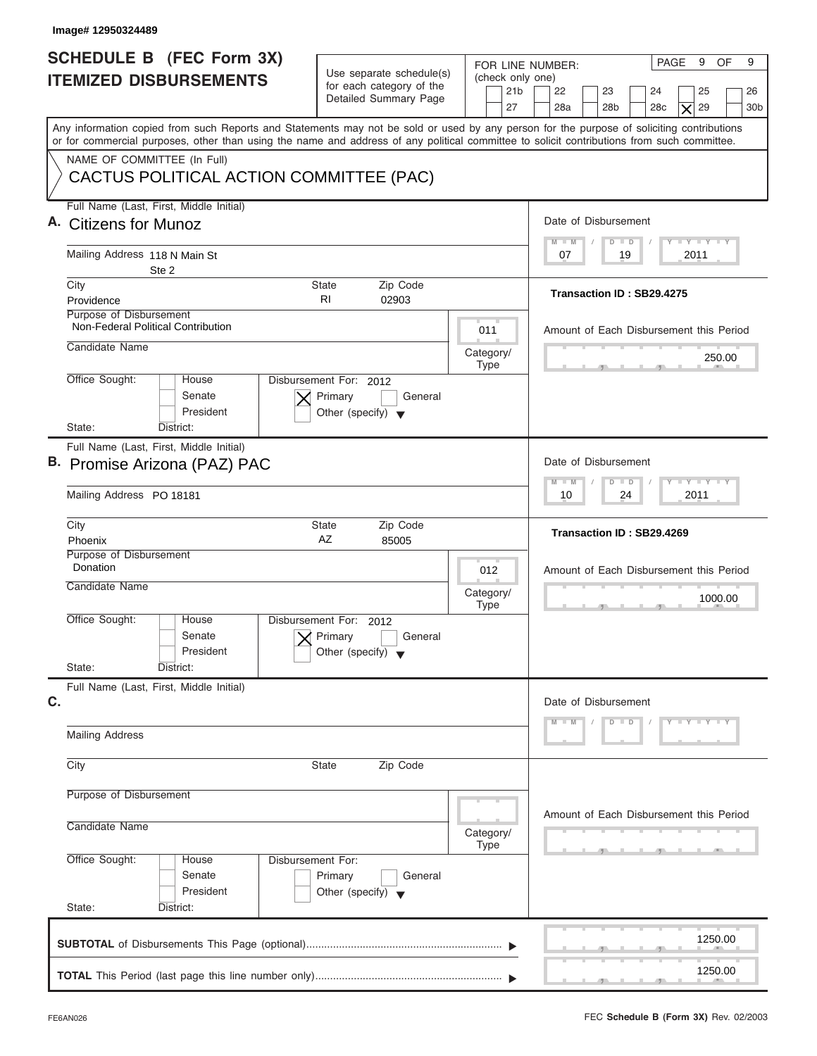Image# 12950324489

# SCHEDULE B (FEC Form 3X)
## ITEMIZED DISBURSEMENTS

Use separate schedule(s) for each category of the Detailed Summary Page

FOR LINE NUMBER: (check only one)

21b | 22 | 23 | 24 | 25 | 26 | 27 | 28a | 28b | 28c | [X] 29 | 30b

PAGE 9 OF 9

Any information copied from such Reports and Statements may not be sold or used by any person for the purpose of soliciting contributions or for commercial purposes, other than using the name and address of any political committee to solicit contributions from such committee.

NAME OF COMMITTEE (In Full)
CACTUS POLITICAL ACTION COMMITTEE (PAC)

---

**A.** Full Name (Last, First, Middle Initial): Citizens for Munoz

Mailing Address: 118 N Main St, Ste 2

City: Providence | State: RI | Zip Code: 02903

Purpose of Disbursement: Non-Federal Political Contribution

Category/Type: 011

Candidate Name:

Office Sought: [ ] House [ ] Senate [ ] President

State: | District:

Disbursement For: 2012 [X] Primary [ ] General [ ] Other (specify)

Date of Disbursement: 07 / 19 / 2011

Transaction ID : SB29.4275

Amount of Each Disbursement this Period: 250.00

---

**B.** Full Name (Last, First, Middle Initial): Promise Arizona (PAZ) PAC

Mailing Address: PO 18181

City: Phoenix | State: AZ | Zip Code: 85005

Purpose of Disbursement: Donation

Category/Type: 012

Candidate Name:

Office Sought: [ ] House [ ] Senate [ ] President

State: | District:

Disbursement For: 2012 [X] Primary [ ] General [ ] Other (specify)

Date of Disbursement: 10 / 24 / 2011

Transaction ID : SB29.4269

Amount of Each Disbursement this Period: 1000.00

---

**C.** Full Name (Last, First, Middle Initial):

Mailing Address:

City: | State: | Zip Code:

Purpose of Disbursement:

Category/Type:

Candidate Name:

Office Sought: [ ] House [ ] Senate [ ] President

State: | District:

Disbursement For: [ ] Primary [ ] General [ ] Other (specify)

Date of Disbursement: M M / D D / Y Y Y Y

Amount of Each Disbursement this Period:

---

**SUBTOTAL** of Disbursements This Page (optional): 1250.00

**TOTAL** This Period (last page this line number only): 1250.00

FE6AN026

FEC **Schedule B (Form 3X)** Rev. 02/2003